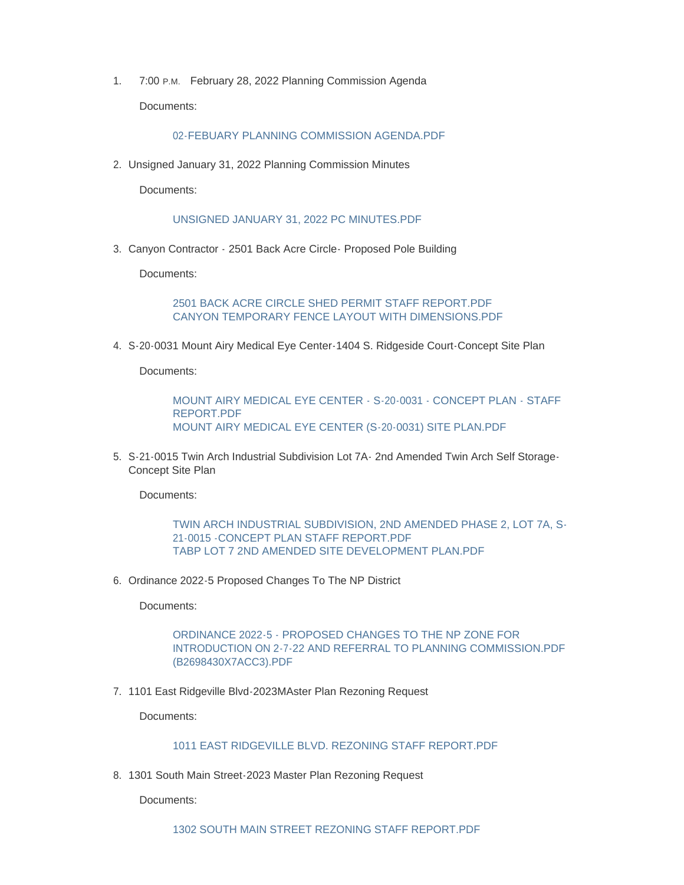1. 7:00 P.M. February 28, 2022 Planning Commission Agenda

   Documents:

   02-FEBUARY PLANNING COMMISSION AGENDA.PDF

2. Unsigned January 31, 2022 Planning Commission Minutes

   Documents:

   UNSIGNED JANUARY 31, 2022 PC MINUTES.PDF

3. Canyon Contractor - 2501 Back Acre Circle- Proposed Pole Building

   Documents:

   2501 BACK ACRE CIRCLE SHED PERMIT STAFF REPORT.PDF
   CANYON TEMPORARY FENCE LAYOUT WITH DIMENSIONS.PDF

4. S-20-0031 Mount Airy Medical Eye Center-1404 S. Ridgeside Court-Concept Site Plan

   Documents:

   MOUNT AIRY MEDICAL EYE CENTER - S-20-0031 - CONCEPT PLAN - STAFF REPORT.PDF
   MOUNT AIRY MEDICAL EYE CENTER (S-20-0031) SITE PLAN.PDF

5. S-21-0015 Twin Arch Industrial Subdivision Lot 7A- 2nd Amended Twin Arch Self Storage-Concept Site Plan

   Documents:

   TWIN ARCH INDUSTRIAL SUBDIVISION, 2ND AMENDED PHASE 2, LOT 7A, S-21-0015 -CONCEPT PLAN STAFF REPORT.PDF
   TABP LOT 7 2ND AMENDED SITE DEVELOPMENT PLAN.PDF

6. Ordinance 2022-5 Proposed Changes To The NP District

   Documents:

   ORDINANCE 2022-5 - PROPOSED CHANGES TO THE NP ZONE FOR INTRODUCTION ON 2-7-22 AND REFERRAL TO PLANNING COMMISSION.PDF (B2698430X7ACC3).PDF

7. 1101 East Ridgeville Blvd-2023MAster Plan Rezoning Request

   Documents:

   1011 EAST RIDGEVILLE BLVD. REZONING STAFF REPORT.PDF

8. 1301 South Main Street-2023 Master Plan Rezoning Request

   Documents:

   1302 SOUTH MAIN STREET REZONING STAFF REPORT.PDF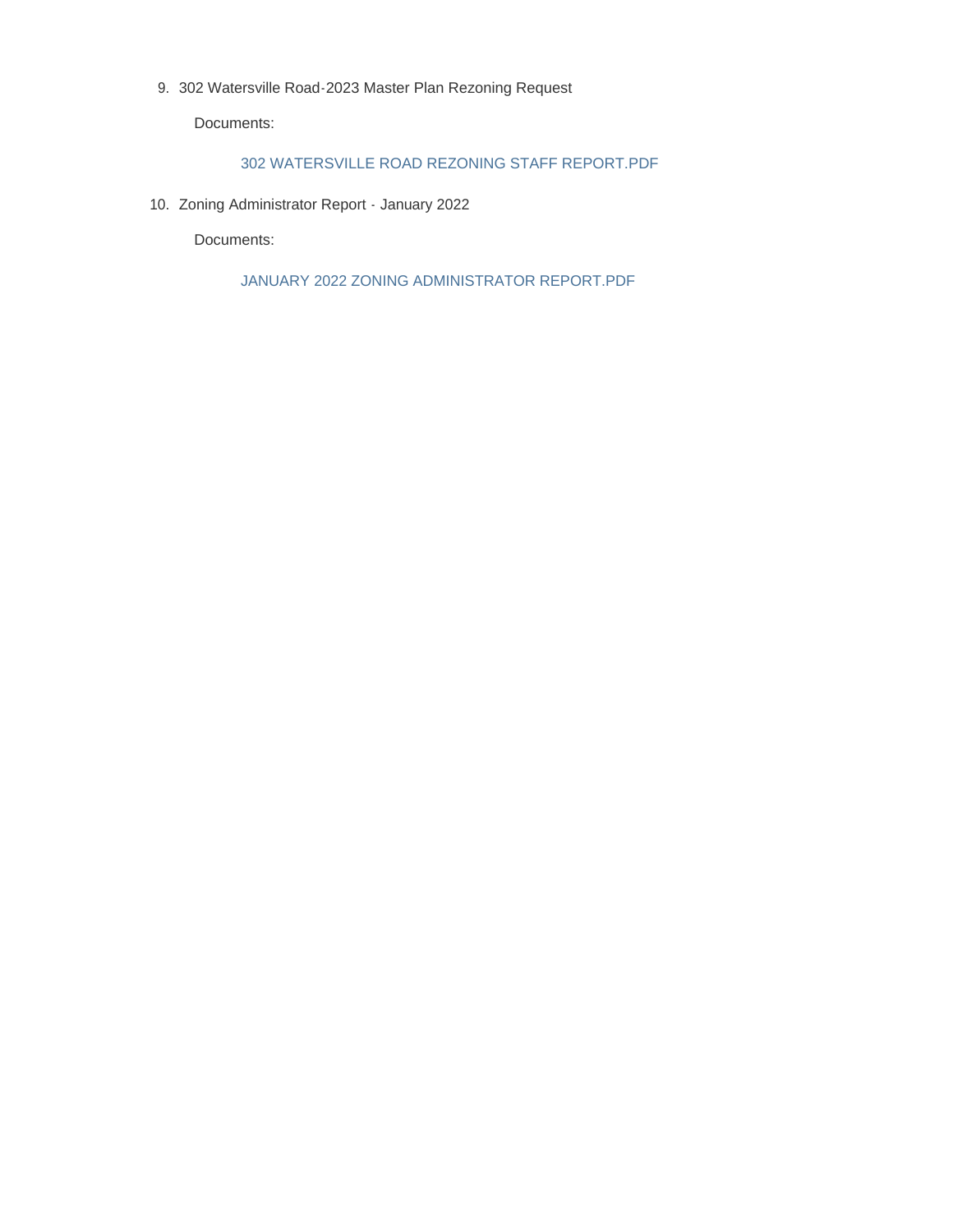9. 302 Watersville Road-2023 Master Plan Rezoning Request

   Documents:

   302 WATERSVILLE ROAD REZONING STAFF REPORT.PDF

10. Zoning Administrator Report - January 2022

    Documents:

    JANUARY 2022 ZONING ADMINISTRATOR REPORT.PDF